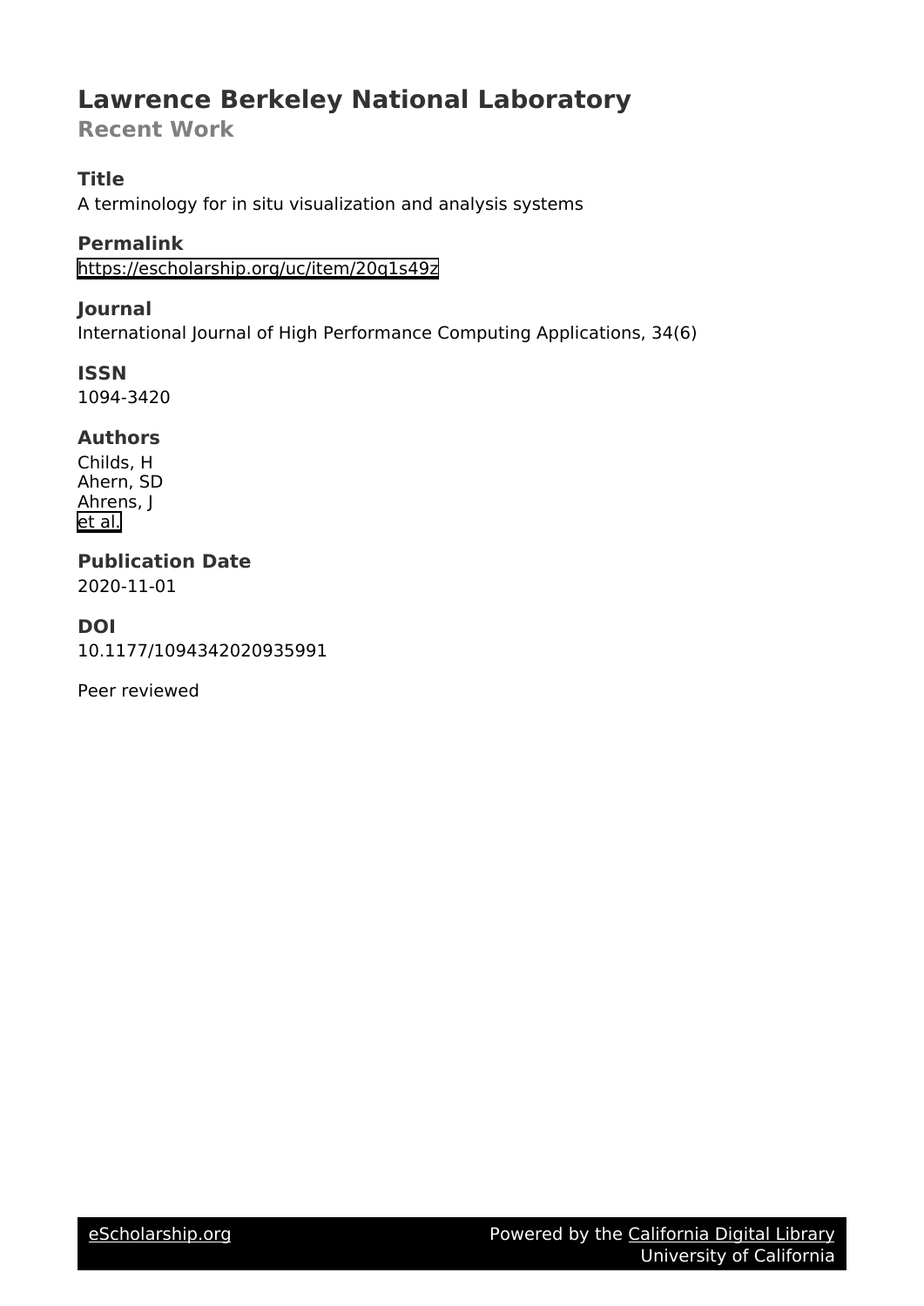# Lawrence Berkeley National Laboratory

## Recent Work

### Title

A terminology for in situ visualization and analysis systems

### Permalink

https://escholarship.org/uc/item/20q1s49z

### Journal

International Journal of High Performance Computing Applications, 34(6)

### ISSN

1094-3420

### Authors

Childs, H
Ahern, SD
Ahrens, J
et al.

### Publication Date

2020-11-01

### DOI

10.1177/1094342020935991

Peer reviewed

eScholarship.org Powered by the California Digital Library University of California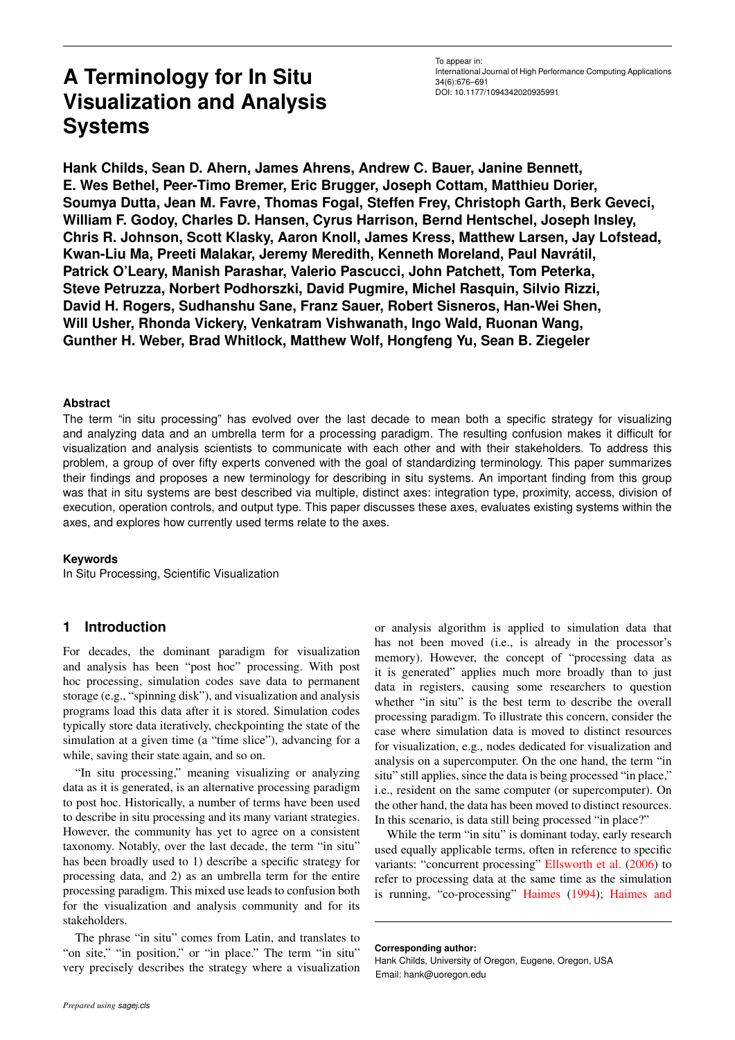# A Terminology for In Situ Visualization and Analysis Systems

To appear in:
International Journal of High Performance Computing Applications
34(6):676–691
DOI: 10.1177/1094342020935991

**Hank Childs, Sean D. Ahern, James Ahrens, Andrew C. Bauer, Janine Bennett, E. Wes Bethel, Peer-Timo Bremer, Eric Brugger, Joseph Cottam, Matthieu Dorier, Soumya Dutta, Jean M. Favre, Thomas Fogal, Steffen Frey, Christoph Garth, Berk Geveci, William F. Godoy, Charles D. Hansen, Cyrus Harrison, Bernd Hentschel, Joseph Insley, Chris R. Johnson, Scott Klasky, Aaron Knoll, James Kress, Matthew Larsen, Jay Lofstead, Kwan-Liu Ma, Preeti Malakar, Jeremy Meredith, Kenneth Moreland, Paul Navrátil, Patrick O'Leary, Manish Parashar, Valerio Pascucci, John Patchett, Tom Peterka, Steve Petruzza, Norbert Podhorszki, David Pugmire, Michel Rasquin, Silvio Rizzi, David H. Rogers, Sudhanshu Sane, Franz Sauer, Robert Sisneros, Han-Wei Shen, Will Usher, Rhonda Vickery, Venkatram Vishwanath, Ingo Wald, Ruonan Wang, Gunther H. Weber, Brad Whitlock, Matthew Wolf, Hongfeng Yu, Sean B. Ziegeler**

### Abstract

The term "in situ processing" has evolved over the last decade to mean both a specific strategy for visualizing and analyzing data and an umbrella term for a processing paradigm. The resulting confusion makes it difficult for visualization and analysis scientists to communicate with each other and with their stakeholders. To address this problem, a group of over fifty experts convened with the goal of standardizing terminology. This paper summarizes their findings and proposes a new terminology for describing in situ systems. An important finding from this group was that in situ systems are best described via multiple, distinct axes: integration type, proximity, access, division of execution, operation controls, and output type. This paper discusses these axes, evaluates existing systems within the axes, and explores how currently used terms relate to the axes.

### Keywords

In Situ Processing, Scientific Visualization

## 1 Introduction

For decades, the dominant paradigm for visualization and analysis has been "post hoc" processing. With post hoc processing, simulation codes save data to permanent storage (e.g., "spinning disk"), and visualization and analysis programs load this data after it is stored. Simulation codes typically store data iteratively, checkpointing the state of the simulation at a given time (a "time slice"), advancing for a while, saving their state again, and so on.

"In situ processing," meaning visualizing or analyzing data as it is generated, is an alternative processing paradigm to post hoc. Historically, a number of terms have been used to describe in situ processing and its many variant strategies. However, the community has yet to agree on a consistent taxonomy. Notably, over the last decade, the term "in situ" has been broadly used to 1) describe a specific strategy for processing data, and 2) as an umbrella term for the entire processing paradigm. This mixed use leads to confusion both for the visualization and analysis community and for its stakeholders.

The phrase "in situ" comes from Latin, and translates to "on site," "in position," or "in place." The term "in situ" very precisely describes the strategy where a visualization or analysis algorithm is applied to simulation data that has not been moved (i.e., is already in the processor's memory). However, the concept of "processing data as it is generated" applies much more broadly than to just data in registers, causing some researchers to question whether "in situ" is the best term to describe the overall processing paradigm. To illustrate this concern, consider the case where simulation data is moved to distinct resources for visualization, e.g., nodes dedicated for visualization and analysis on a supercomputer. On the one hand, the term "in situ" still applies, since the data is being processed "in place," i.e., resident on the same computer (or supercomputer). On the other hand, the data has been moved to distinct resources. In this scenario, is data still being processed "in place?"

While the term "in situ" is dominant today, early research used equally applicable terms, often in reference to specific variants: "concurrent processing" Ellsworth et al. (2006) to refer to processing data at the same time as the simulation is running, "co-processing" Haimes (1994); Haimes and

**Corresponding author:**
Hank Childs, University of Oregon, Eugene, Oregon, USA
Email: hank@uoregon.edu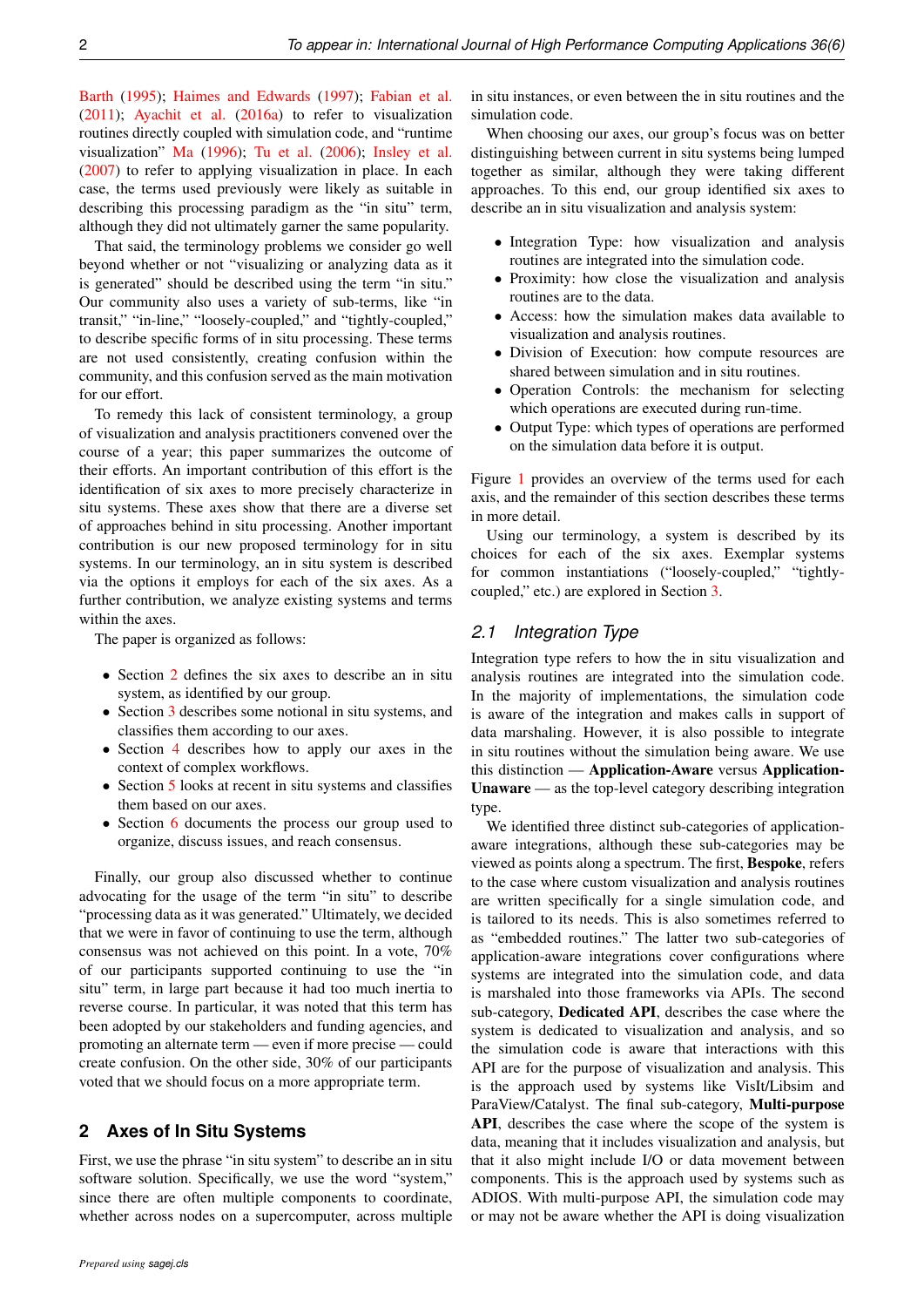Barth (1995); Haimes and Edwards (1997); Fabian et al. (2011); Ayachit et al. (2016a) to refer to visualization routines directly coupled with simulation code, and "runtime visualization" Ma (1996); Tu et al. (2006); Insley et al. (2007) to refer to applying visualization in place. In each case, the terms used previously were likely as suitable in describing this processing paradigm as the "in situ" term, although they did not ultimately garner the same popularity.

That said, the terminology problems we consider go well beyond whether or not "visualizing or analyzing data as it is generated" should be described using the term "in situ." Our community also uses a variety of sub-terms, like "in transit," "in-line," "loosely-coupled," and "tightly-coupled," to describe specific forms of in situ processing. These terms are not used consistently, creating confusion within the community, and this confusion served as the main motivation for our effort.

To remedy this lack of consistent terminology, a group of visualization and analysis practitioners convened over the course of a year; this paper summarizes the outcome of their efforts. An important contribution of this effort is the identification of six axes to more precisely characterize in situ systems. These axes show that there are a diverse set of approaches behind in situ processing. Another important contribution is our new proposed terminology for in situ systems. In our terminology, an in situ system is described via the options it employs for each of the six axes. As a further contribution, we analyze existing systems and terms within the axes.

The paper is organized as follows:

- Section 2 defines the six axes to describe an in situ system, as identified by our group.
- Section 3 describes some notional in situ systems, and classifies them according to our axes.
- Section 4 describes how to apply our axes in the context of complex workflows.
- Section 5 looks at recent in situ systems and classifies them based on our axes.
- Section 6 documents the process our group used to organize, discuss issues, and reach consensus.

Finally, our group also discussed whether to continue advocating for the usage of the term "in situ" to describe "processing data as it was generated." Ultimately, we decided that we were in favor of continuing to use the term, although consensus was not achieved on this point. In a vote, 70% of our participants supported continuing to use the "in situ" term, in large part because it had too much inertia to reverse course. In particular, it was noted that this term has been adopted by our stakeholders and funding agencies, and promoting an alternate term — even if more precise — could create confusion. On the other side, 30% of our participants voted that we should focus on a more appropriate term.

## 2 Axes of In Situ Systems

First, we use the phrase "in situ system" to describe an in situ software solution. Specifically, we use the word "system," since there are often multiple components to coordinate, whether across nodes on a supercomputer, across multiple in situ instances, or even between the in situ routines and the simulation code.

When choosing our axes, our group's focus was on better distinguishing between current in situ systems being lumped together as similar, although they were taking different approaches. To this end, our group identified six axes to describe an in situ visualization and analysis system:

- Integration Type: how visualization and analysis routines are integrated into the simulation code.
- Proximity: how close the visualization and analysis routines are to the data.
- Access: how the simulation makes data available to visualization and analysis routines.
- Division of Execution: how compute resources are shared between simulation and in situ routines.
- Operation Controls: the mechanism for selecting which operations are executed during run-time.
- Output Type: which types of operations are performed on the simulation data before it is output.

Figure 1 provides an overview of the terms used for each axis, and the remainder of this section describes these terms in more detail.

Using our terminology, a system is described by its choices for each of the six axes. Exemplar systems for common instantiations ("loosely-coupled," "tightly-coupled," etc.) are explored in Section 3.

### 2.1 Integration Type

Integration type refers to how the in situ visualization and analysis routines are integrated into the simulation code. In the majority of implementations, the simulation code is aware of the integration and makes calls in support of data marshaling. However, it is also possible to integrate in situ routines without the simulation being aware. We use this distinction — **Application-Aware** versus **Application-Unaware** — as the top-level category describing integration type.

We identified three distinct sub-categories of application-aware integrations, although these sub-categories may be viewed as points along a spectrum. The first, **Bespoke**, refers to the case where custom visualization and analysis routines are written specifically for a single simulation code, and is tailored to its needs. This is also sometimes referred to as "embedded routines." The latter two sub-categories of application-aware integrations cover configurations where systems are integrated into the simulation code, and data is marshaled into those frameworks via APIs. The second sub-category, **Dedicated API**, describes the case where the system is dedicated to visualization and analysis, and so the simulation code is aware that interactions with this API are for the purpose of visualization and analysis. This is the approach used by systems like VisIt/Libsim and ParaView/Catalyst. The final sub-category, **Multi-purpose API**, describes the case where the scope of the system is data, meaning that it includes visualization and analysis, but that it also might include I/O or data movement between components. This is the approach used by systems such as ADIOS. With multi-purpose API, the simulation code may or may not be aware whether the API is doing visualization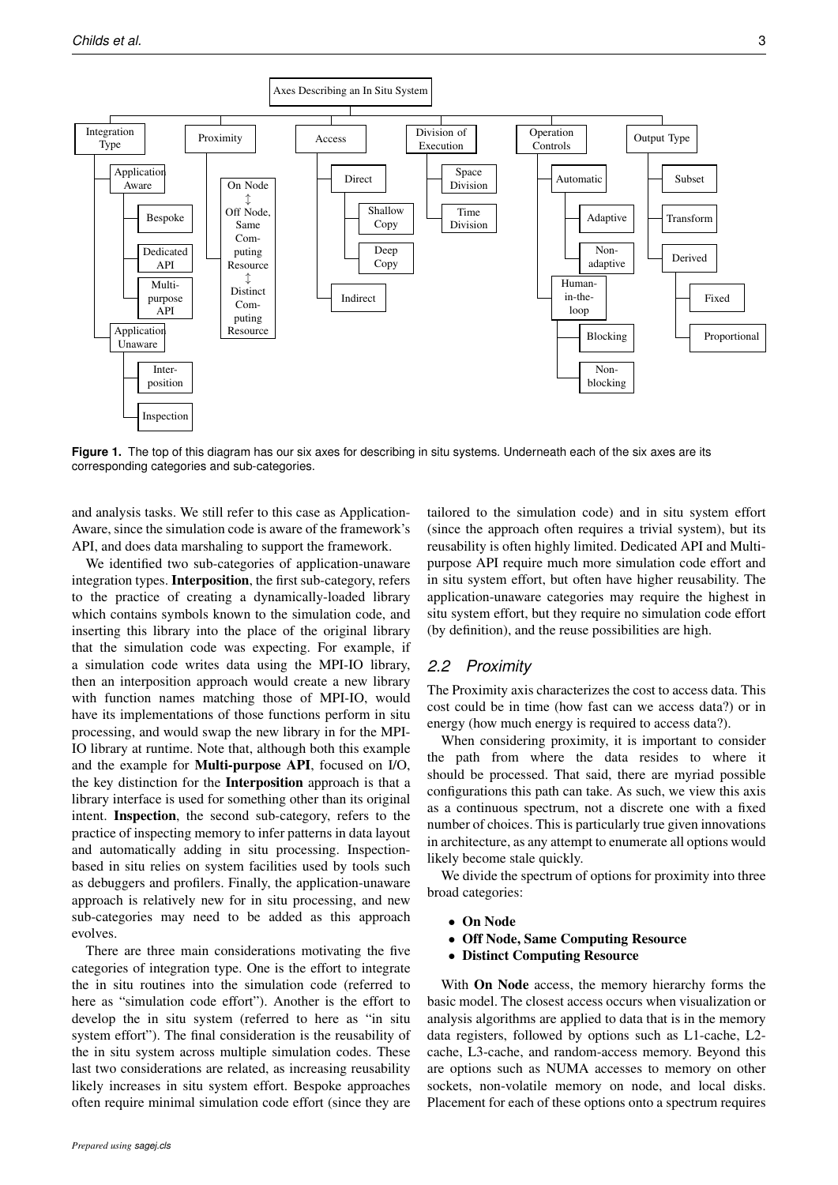Axes Describing an In Situ System

- Integration Type
  - Application Aware
    - Bespoke
    - Dedicated API
    - Multi-purpose API
  - Application Unaware
    - Inter-position
    - Inspection
- Proximity
  - On Node ↕ Off Node, Same Computing Resource ↕ Distinct Computing Resource
- Access
  - Direct
    - Shallow Copy
    - Deep Copy
  - Indirect
- Division of Execution
  - Space Division
  - Time Division
- Operation Controls
  - Automatic
    - Adaptive
    - Non-adaptive
  - Human-in-the-loop
    - Blocking
    - Non-blocking
- Output Type
  - Subset
  - Transform
  - Derived
    - Fixed
    - Proportional

**Figure 1.** The top of this diagram has our six axes for describing in situ systems. Underneath each of the six axes are its corresponding categories and sub-categories.

and analysis tasks. We still refer to this case as Application-Aware, since the simulation code is aware of the framework's API, and does data marshaling to support the framework.

We identified two sub-categories of application-unaware integration types. **Interposition**, the first sub-category, refers to the practice of creating a dynamically-loaded library which contains symbols known to the simulation code, and inserting this library into the place of the original library that the simulation code was expecting. For example, if a simulation code writes data using the MPI-IO library, then an interposition approach would create a new library with function names matching those of MPI-IO, would have its implementations of those functions perform in situ processing, and would swap the new library in for the MPI-IO library at runtime. Note that, although both this example and the example for **Multi-purpose API**, focused on I/O, the key distinction for the **Interposition** approach is that a library interface is used for something other than its original intent. **Inspection**, the second sub-category, refers to the practice of inspecting memory to infer patterns in data layout and automatically adding in situ processing. Inspection-based in situ relies on system facilities used by tools such as debuggers and profilers. Finally, the application-unaware approach is relatively new for in situ processing, and new sub-categories may need to be added as this approach evolves.

There are three main considerations motivating the five categories of integration type. One is the effort to integrate the in situ routines into the simulation code (referred to here as "simulation code effort"). Another is the effort to develop the in situ system (referred to here as "in situ system effort"). The final consideration is the reusability of the in situ system across multiple simulation codes. These last two considerations are related, as increasing reusability likely increases in situ system effort. Bespoke approaches often require minimal simulation code effort (since they are tailored to the simulation code) and in situ system effort (since the approach often requires a trivial system), but its reusability is often highly limited. Dedicated API and Multi-purpose API require much more simulation code effort and in situ system effort, but often have higher reusability. The application-unaware categories may require the highest in situ system effort, but they require no simulation code effort (by definition), and the reuse possibilities are high.

## *2.2 Proximity*

The Proximity axis characterizes the cost to access data. This cost could be in time (how fast can we access data?) or in energy (how much energy is required to access data?).

When considering proximity, it is important to consider the path from where the data resides to where it should be processed. That said, there are myriad possible configurations this path can take. As such, we view this axis as a continuous spectrum, not a discrete one with a fixed number of choices. This is particularly true given innovations in architecture, as any attempt to enumerate all options would likely become stale quickly.

We divide the spectrum of options for proximity into three broad categories:

- **On Node**
- **Off Node, Same Computing Resource**
- **Distinct Computing Resource**

With **On Node** access, the memory hierarchy forms the basic model. The closest access occurs when visualization or analysis algorithms are applied to data that is in the memory data registers, followed by options such as L1-cache, L2-cache, L3-cache, and random-access memory. Beyond this are options such as NUMA accesses to memory on other sockets, non-volatile memory on node, and local disks. Placement for each of these options onto a spectrum requires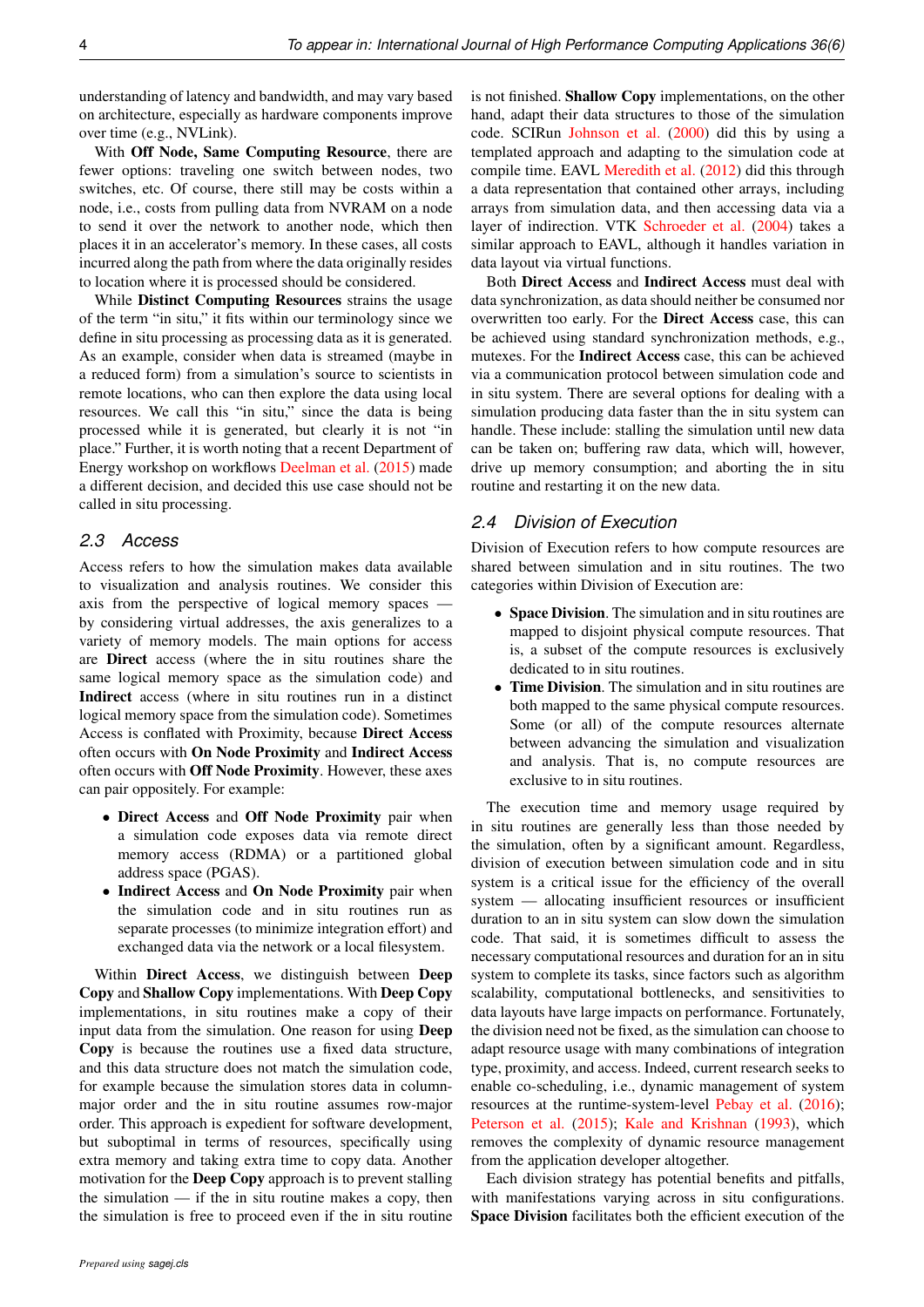understanding of latency and bandwidth, and may vary based on architecture, especially as hardware components improve over time (e.g., NVLink).

With **Off Node, Same Computing Resource**, there are fewer options: traveling one switch between nodes, two switches, etc. Of course, there still may be costs within a node, i.e., costs from pulling data from NVRAM on a node to send it over the network to another node, which then places it in an accelerator's memory. In these cases, all costs incurred along the path from where the data originally resides to location where it is processed should be considered.

While **Distinct Computing Resources** strains the usage of the term "in situ," it fits within our terminology since we define in situ processing as processing data as it is generated. As an example, consider when data is streamed (maybe in a reduced form) from a simulation's source to scientists in remote locations, who can then explore the data using local resources. We call this "in situ," since the data is being processed while it is generated, but clearly it is not "in place." Further, it is worth noting that a recent Department of Energy workshop on workflows Deelman et al. (2015) made a different decision, and decided this use case should not be called in situ processing.

### 2.3 Access

Access refers to how the simulation makes data available to visualization and analysis routines. We consider this axis from the perspective of logical memory spaces — by considering virtual addresses, the axis generalizes to a variety of memory models. The main options for access are **Direct** access (where the in situ routines share the same logical memory space as the simulation code) and **Indirect** access (where in situ routines run in a distinct logical memory space from the simulation code). Sometimes Access is conflated with Proximity, because **Direct Access** often occurs with **On Node Proximity** and **Indirect Access** often occurs with **Off Node Proximity**. However, these axes can pair oppositely. For example:

- **Direct Access** and **Off Node Proximity** pair when a simulation code exposes data via remote direct memory access (RDMA) or a partitioned global address space (PGAS).
- **Indirect Access** and **On Node Proximity** pair when the simulation code and in situ routines run as separate processes (to minimize integration effort) and exchanged data via the network or a local filesystem.

Within **Direct Access**, we distinguish between **Deep Copy** and **Shallow Copy** implementations. With **Deep Copy** implementations, in situ routines make a copy of their input data from the simulation. One reason for using **Deep Copy** is because the routines use a fixed data structure, and this data structure does not match the simulation code, for example because the simulation stores data in column-major order and the in situ routine assumes row-major order. This approach is expedient for software development, but suboptimal in terms of resources, specifically using extra memory and taking extra time to copy data. Another motivation for the **Deep Copy** approach is to prevent stalling the simulation — if the in situ routine makes a copy, then the simulation is free to proceed even if the in situ routine is not finished. **Shallow Copy** implementations, on the other hand, adapt their data structures to those of the simulation code. SCIRun Johnson et al. (2000) did this by using a templated approach and adapting to the simulation code at compile time. EAVL Meredith et al. (2012) did this through a data representation that contained other arrays, including arrays from simulation data, and then accessing data via a layer of indirection. VTK Schroeder et al. (2004) takes a similar approach to EAVL, although it handles variation in data layout via virtual functions.

Both **Direct Access** and **Indirect Access** must deal with data synchronization, as data should neither be consumed nor overwritten too early. For the **Direct Access** case, this can be achieved using standard synchronization methods, e.g., mutexes. For the **Indirect Access** case, this can be achieved via a communication protocol between simulation code and in situ system. There are several options for dealing with a simulation producing data faster than the in situ system can handle. These include: stalling the simulation until new data can be taken on; buffering raw data, which will, however, drive up memory consumption; and aborting the in situ routine and restarting it on the new data.

### 2.4 Division of Execution

Division of Execution refers to how compute resources are shared between simulation and in situ routines. The two categories within Division of Execution are:

- **Space Division**. The simulation and in situ routines are mapped to disjoint physical compute resources. That is, a subset of the compute resources is exclusively dedicated to in situ routines.
- **Time Division**. The simulation and in situ routines are both mapped to the same physical compute resources. Some (or all) of the compute resources alternate between advancing the simulation and visualization and analysis. That is, no compute resources are exclusive to in situ routines.

The execution time and memory usage required by in situ routines are generally less than those needed by the simulation, often by a significant amount. Regardless, division of execution between simulation code and in situ system is a critical issue for the efficiency of the overall system — allocating insufficient resources or insufficient duration to an in situ system can slow down the simulation code. That said, it is sometimes difficult to assess the necessary computational resources and duration for an in situ system to complete its tasks, since factors such as algorithm scalability, computational bottlenecks, and sensitivities to data layouts have large impacts on performance. Fortunately, the division need not be fixed, as the simulation can choose to adapt resource usage with many combinations of integration type, proximity, and access. Indeed, current research seeks to enable co-scheduling, i.e., dynamic management of system resources at the runtime-system-level Pebay et al. (2016); Peterson et al. (2015); Kale and Krishnan (1993), which removes the complexity of dynamic resource management from the application developer altogether.

Each division strategy has potential benefits and pitfalls, with manifestations varying across in situ configurations. **Space Division** facilitates both the efficient execution of the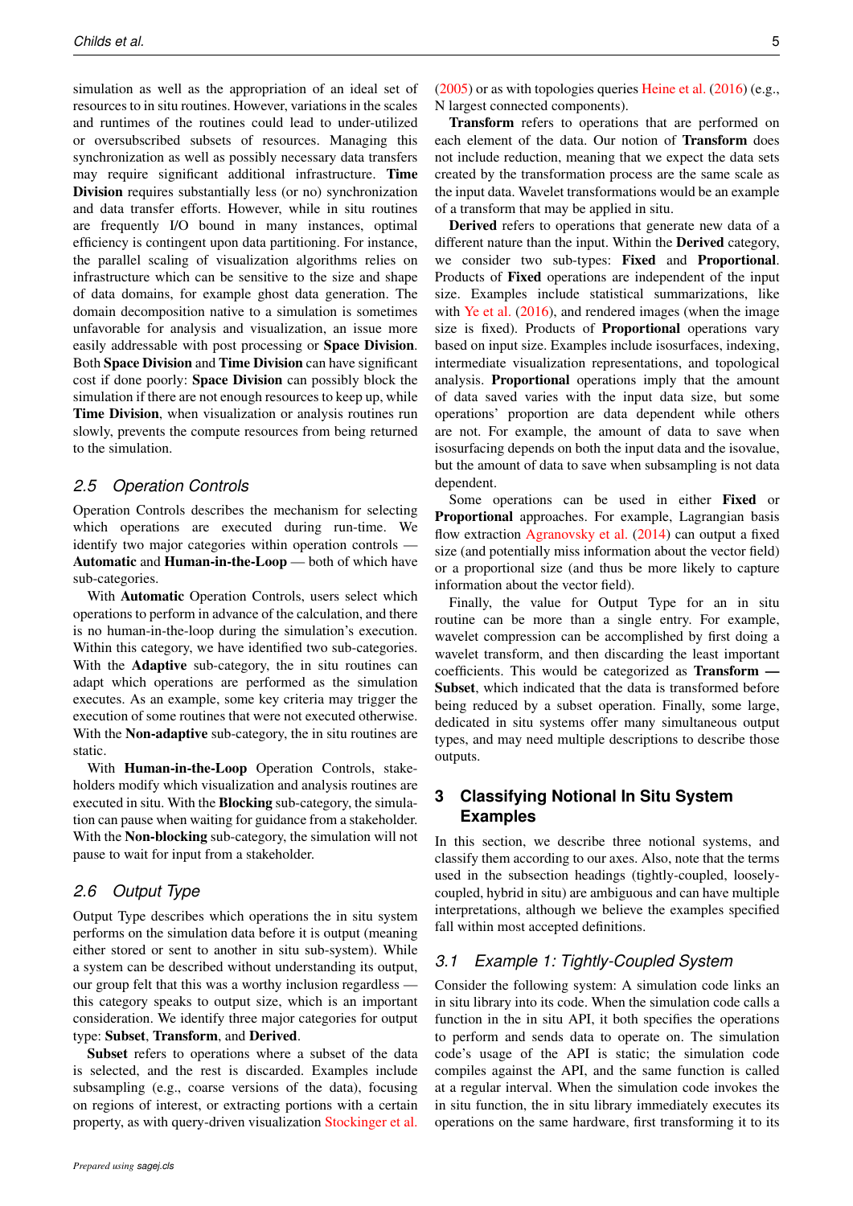simulation as well as the appropriation of an ideal set of resources to in situ routines. However, variations in the scales and runtimes of the routines could lead to under-utilized or oversubscribed subsets of resources. Managing this synchronization as well as possibly necessary data transfers may require significant additional infrastructure. **Time Division** requires substantially less (or no) synchronization and data transfer efforts. However, while in situ routines are frequently I/O bound in many instances, optimal efficiency is contingent upon data partitioning. For instance, the parallel scaling of visualization algorithms relies on infrastructure which can be sensitive to the size and shape of data domains, for example ghost data generation. The domain decomposition native to a simulation is sometimes unfavorable for analysis and visualization, an issue more easily addressable with post processing or **Space Division**. Both **Space Division** and **Time Division** can have significant cost if done poorly: **Space Division** can possibly block the simulation if there are not enough resources to keep up, while **Time Division**, when visualization or analysis routines run slowly, prevents the compute resources from being returned to the simulation.

## *2.5 Operation Controls*

Operation Controls describes the mechanism for selecting which operations are executed during run-time. We identify two major categories within operation controls — **Automatic** and **Human-in-the-Loop** — both of which have sub-categories.

With **Automatic** Operation Controls, users select which operations to perform in advance of the calculation, and there is no human-in-the-loop during the simulation's execution. Within this category, we have identified two sub-categories. With the **Adaptive** sub-category, the in situ routines can adapt which operations are performed as the simulation executes. As an example, some key criteria may trigger the execution of some routines that were not executed otherwise. With the **Non-adaptive** sub-category, the in situ routines are static.

With **Human-in-the-Loop** Operation Controls, stakeholders modify which visualization and analysis routines are executed in situ. With the **Blocking** sub-category, the simulation can pause when waiting for guidance from a stakeholder. With the **Non-blocking** sub-category, the simulation will not pause to wait for input from a stakeholder.

## *2.6 Output Type*

Output Type describes which operations the in situ system performs on the simulation data before it is output (meaning either stored or sent to another in situ sub-system). While a system can be described without understanding its output, our group felt that this was a worthy inclusion regardless — this category speaks to output size, which is an important consideration. We identify three major categories for output type: **Subset**, **Transform**, and **Derived**.

**Subset** refers to operations where a subset of the data is selected, and the rest is discarded. Examples include subsampling (e.g., coarse versions of the data), focusing on regions of interest, or extracting portions with a certain property, as with query-driven visualization Stockinger et al. (2005) or as with topologies queries Heine et al. (2016) (e.g., N largest connected components).

**Transform** refers to operations that are performed on each element of the data. Our notion of **Transform** does not include reduction, meaning that we expect the data sets created by the transformation process are the same scale as the input data. Wavelet transformations would be an example of a transform that may be applied in situ.

**Derived** refers to operations that generate new data of a different nature than the input. Within the **Derived** category, we consider two sub-types: **Fixed** and **Proportional**. Products of **Fixed** operations are independent of the input size. Examples include statistical summarizations, like with Ye et al. (2016), and rendered images (when the image size is fixed). Products of **Proportional** operations vary based on input size. Examples include isosurfaces, indexing, intermediate visualization representations, and topological analysis. **Proportional** operations imply that the amount of data saved varies with the input data size, but some operations' proportion are data dependent while others are not. For example, the amount of data to save when isosurfacing depends on both the input data and the isovalue, but the amount of data to save when subsampling is not data dependent.

Some operations can be used in either **Fixed** or **Proportional** approaches. For example, Lagrangian basis flow extraction Agranovsky et al. (2014) can output a fixed size (and potentially miss information about the vector field) or a proportional size (and thus be more likely to capture information about the vector field).

Finally, the value for Output Type for an in situ routine can be more than a single entry. For example, wavelet compression can be accomplished by first doing a wavelet transform, and then discarding the least important coefficients. This would be categorized as **Transform — Subset**, which indicated that the data is transformed before being reduced by a subset operation. Finally, some large, dedicated in situ systems offer many simultaneous output types, and may need multiple descriptions to describe those outputs.

# 3 Classifying Notional In Situ System Examples

In this section, we describe three notional systems, and classify them according to our axes. Also, note that the terms used in the subsection headings (tightly-coupled, loosely-coupled, hybrid in situ) are ambiguous and can have multiple interpretations, although we believe the examples specified fall within most accepted definitions.

## *3.1 Example 1: Tightly-Coupled System*

Consider the following system: A simulation code links an in situ library into its code. When the simulation code calls a function in the in situ API, it both specifies the operations to perform and sends data to operate on. The simulation code's usage of the API is static; the simulation code compiles against the API, and the same function is called at a regular interval. When the simulation code invokes the in situ function, the in situ library immediately executes its operations on the same hardware, first transforming it to its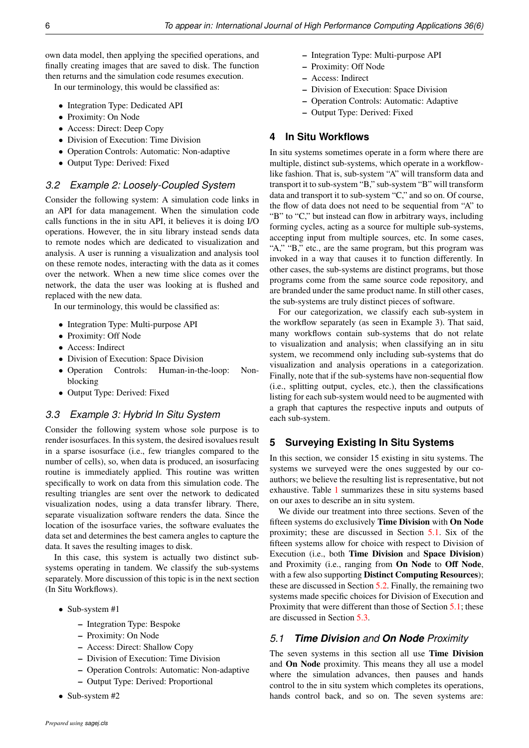own data model, then applying the specified operations, and finally creating images that are saved to disk. The function then returns and the simulation code resumes execution.

In our terminology, this would be classified as:

- Integration Type: Dedicated API
- Proximity: On Node
- Access: Direct: Deep Copy
- Division of Execution: Time Division
- Operation Controls: Automatic: Non-adaptive
- Output Type: Derived: Fixed

### 3.2 Example 2: Loosely-Coupled System

Consider the following system: A simulation code links in an API for data management. When the simulation code calls functions in the in situ API, it believes it is doing I/O operations. However, the in situ library instead sends data to remote nodes which are dedicated to visualization and analysis. A user is running a visualization and analysis tool on these remote nodes, interacting with the data as it comes over the network. When a new time slice comes over the network, the data the user was looking at is flushed and replaced with the new data.

In our terminology, this would be classified as:

- Integration Type: Multi-purpose API
- Proximity: Off Node
- Access: Indirect
- Division of Execution: Space Division
- Operation Controls: Human-in-the-loop: Non-blocking
- Output Type: Derived: Fixed

### 3.3 Example 3: Hybrid In Situ System

Consider the following system whose sole purpose is to render isosurfaces. In this system, the desired isovalues result in a sparse isosurface (i.e., few triangles compared to the number of cells), so, when data is produced, an isosurfacing routine is immediately applied. This routine was written specifically to work on data from this simulation code. The resulting triangles are sent over the network to dedicated visualization nodes, using a data transfer library. There, separate visualization software renders the data. Since the location of the isosurface varies, the software evaluates the data set and determines the best camera angles to capture the data. It saves the resulting images to disk.

In this case, this system is actually two distinct sub-systems operating in tandem. We classify the sub-systems separately. More discussion of this topic is in the next section (In Situ Workflows).

- Sub-system #1
  - Integration Type: Bespoke
  - Proximity: On Node
  - Access: Direct: Shallow Copy
  - Division of Execution: Time Division
  - Operation Controls: Automatic: Non-adaptive
  - Output Type: Derived: Proportional
- Sub-system #2
  - Integration Type: Multi-purpose API
  - Proximity: Off Node
  - Access: Indirect
  - Division of Execution: Space Division
  - Operation Controls: Automatic: Adaptive
  - Output Type: Derived: Fixed

## 4 In Situ Workflows

In situ systems sometimes operate in a form where there are multiple, distinct sub-systems, which operate in a workflow-like fashion. That is, sub-system "A" will transform data and transport it to sub-system "B," sub-system "B" will transform data and transport it to sub-system "C," and so on. Of course, the flow of data does not need to be sequential from "A" to "B" to "C," but instead can flow in arbitrary ways, including forming cycles, acting as a source for multiple sub-systems, accepting input from multiple sources, etc. In some cases, "A," "B," etc., are the same program, but this program was invoked in a way that causes it to function differently. In other cases, the sub-systems are distinct programs, but those programs come from the same source code repository, and are branded under the same product name. In still other cases, the sub-systems are truly distinct pieces of software.

For our categorization, we classify each sub-system in the workflow separately (as seen in Example 3). That said, many workflows contain sub-systems that do not relate to visualization and analysis; when classifying an in situ system, we recommend only including sub-systems that do visualization and analysis operations in a categorization. Finally, note that if the sub-systems have non-sequential flow (i.e., splitting output, cycles, etc.), then the classifications listing for each sub-system would need to be augmented with a graph that captures the respective inputs and outputs of each sub-system.

## 5 Surveying Existing In Situ Systems

In this section, we consider 15 existing in situ systems. The systems we surveyed were the ones suggested by our co-authors; we believe the resulting list is representative, but not exhaustive. Table 1 summarizes these in situ systems based on our axes to describe an in situ system.

We divide our treatment into three sections. Seven of the fifteen systems do exclusively **Time Division** with **On Node** proximity; these are discussed in Section 5.1. Six of the fifteen systems allow for choice with respect to Division of Execution (i.e., both **Time Division** and **Space Division**) and Proximity (i.e., ranging from **On Node** to **Off Node**, with a few also supporting **Distinct Computing Resources**); these are discussed in Section 5.2. Finally, the remaining two systems made specific choices for Division of Execution and Proximity that were different than those of Section 5.1; these are discussed in Section 5.3.

### 5.1 *Time Division* and *On Node* Proximity

The seven systems in this section all use **Time Division** and **On Node** proximity. This means they all use a model where the simulation advances, then pauses and hands control to the in situ system which completes its operations, hands control back, and so on. The seven systems are: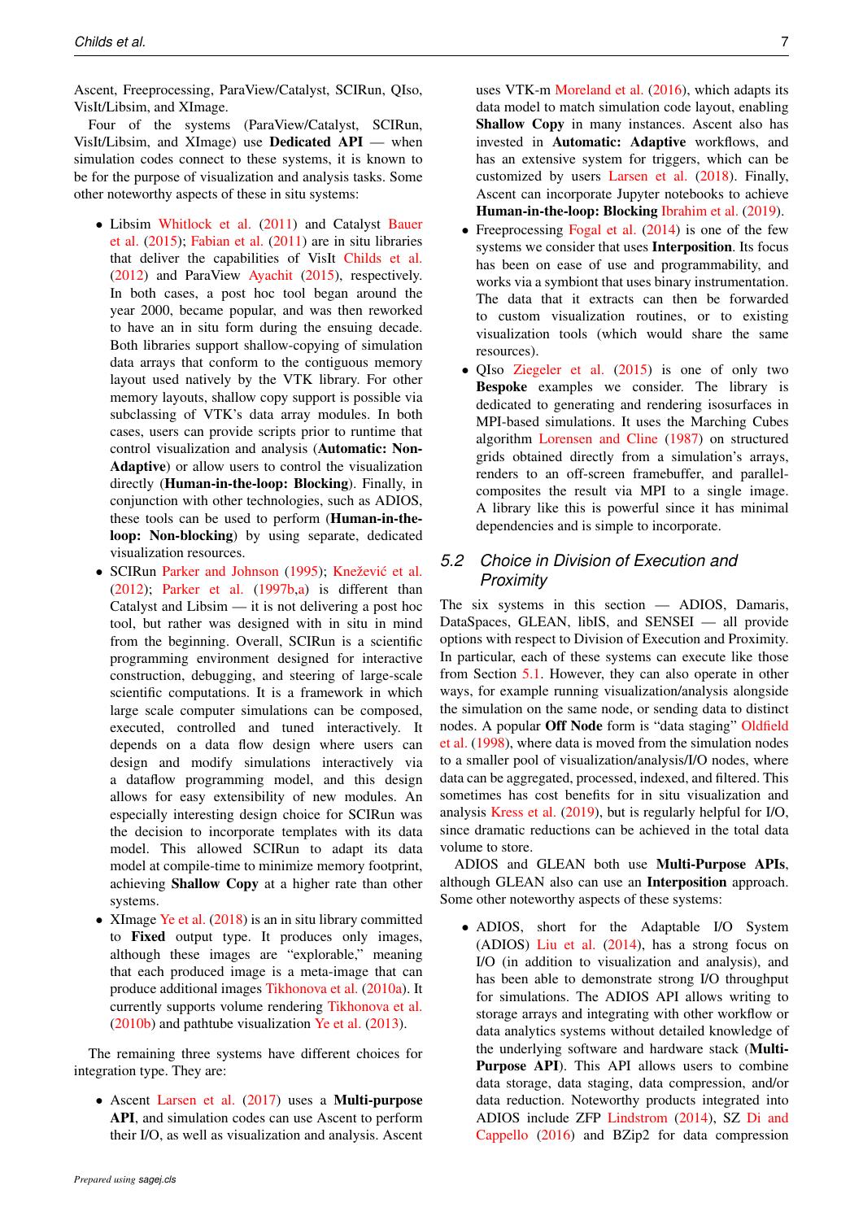Ascent, Freeprocessing, ParaView/Catalyst, SCIRun, QIso, VisIt/Libsim, and XImage.

Four of the systems (ParaView/Catalyst, SCIRun, VisIt/Libsim, and XImage) use **Dedicated API** — when simulation codes connect to these systems, it is known to be for the purpose of visualization and analysis tasks. Some other noteworthy aspects of these in situ systems:

- Libsim Whitlock et al. (2011) and Catalyst Bauer et al. (2015); Fabian et al. (2011) are in situ libraries that deliver the capabilities of VisIt Childs et al. (2012) and ParaView Ayachit (2015), respectively. In both cases, a post hoc tool began around the year 2000, became popular, and was then reworked to have an in situ form during the ensuing decade. Both libraries support shallow-copying of simulation data arrays that conform to the contiguous memory layout used natively by the VTK library. For other memory layouts, shallow copy support is possible via subclassing of VTK's data array modules. In both cases, users can provide scripts prior to runtime that control visualization and analysis (**Automatic: Non-Adaptive**) or allow users to control the visualization directly (**Human-in-the-loop: Blocking**). Finally, in conjunction with other technologies, such as ADIOS, these tools can be used to perform (**Human-in-the-loop: Non-blocking**) by using separate, dedicated visualization resources.
- SCIRun Parker and Johnson (1995); Knežević et al. (2012); Parker et al. (1997b,a) is different than Catalyst and Libsim — it is not delivering a post hoc tool, but rather was designed with in situ in mind from the beginning. Overall, SCIRun is a scientific programming environment designed for interactive construction, debugging, and steering of large-scale scientific computations. It is a framework in which large scale computer simulations can be composed, executed, controlled and tuned interactively. It depends on a data flow design where users can design and modify simulations interactively via a dataflow programming model, and this design allows for easy extensibility of new modules. An especially interesting design choice for SCIRun was the decision to incorporate templates with its data model. This allowed SCIRun to adapt its data model at compile-time to minimize memory footprint, achieving **Shallow Copy** at a higher rate than other systems.
- XImage Ye et al. (2018) is an in situ library committed to **Fixed** output type. It produces only images, although these images are "explorable," meaning that each produced image is a meta-image that can produce additional images Tikhonova et al. (2010a). It currently supports volume rendering Tikhonova et al. (2010b) and pathtube visualization Ye et al. (2013).

The remaining three systems have different choices for integration type. They are:

- Ascent Larsen et al. (2017) uses a **Multi-purpose API**, and simulation codes can use Ascent to perform their I/O, as well as visualization and analysis. Ascent uses VTK-m Moreland et al. (2016), which adapts its data model to match simulation code layout, enabling **Shallow Copy** in many instances. Ascent also has invested in **Automatic: Adaptive** workflows, and has an extensive system for triggers, which can be customized by users Larsen et al. (2018). Finally, Ascent can incorporate Jupyter notebooks to achieve **Human-in-the-loop: Blocking** Ibrahim et al. (2019).
- Freeprocessing Fogal et al. (2014) is one of the few systems we consider that uses **Interposition**. Its focus has been on ease of use and programmability, and works via a symbiont that uses binary instrumentation. The data that it extracts can then be forwarded to custom visualization routines, or to existing visualization tools (which would share the same resources).
- QIso Ziegeler et al. (2015) is one of only two **Bespoke** examples we consider. The library is dedicated to generating and rendering isosurfaces in MPI-based simulations. It uses the Marching Cubes algorithm Lorensen and Cline (1987) on structured grids obtained directly from a simulation's arrays, renders to an off-screen framebuffer, and parallel-composites the result via MPI to a single image. A library like this is powerful since it has minimal dependencies and is simple to incorporate.

## 5.2 Choice in Division of Execution and Proximity

The six systems in this section — ADIOS, Damaris, DataSpaces, GLEAN, libIS, and SENSEI — all provide options with respect to Division of Execution and Proximity. In particular, each of these systems can execute like those from Section 5.1. However, they can also operate in other ways, for example running visualization/analysis alongside the simulation on the same node, or sending data to distinct nodes. A popular **Off Node** form is "data staging" Oldfield et al. (1998), where data is moved from the simulation nodes to a smaller pool of visualization/analysis/I/O nodes, where data can be aggregated, processed, indexed, and filtered. This sometimes has cost benefits for in situ visualization and analysis Kress et al. (2019), but is regularly helpful for I/O, since dramatic reductions can be achieved in the total data volume to store.

ADIOS and GLEAN both use **Multi-Purpose APIs**, although GLEAN also can use an **Interposition** approach. Some other noteworthy aspects of these systems:

- ADIOS, short for the Adaptable I/O System (ADIOS) Liu et al. (2014), has a strong focus on I/O (in addition to visualization and analysis), and has been able to demonstrate strong I/O throughput for simulations. The ADIOS API allows writing to storage arrays and integrating with other workflow or data analytics systems without detailed knowledge of the underlying software and hardware stack (**Multi-Purpose API**). This API allows users to combine data storage, data staging, data compression, and/or data reduction. Noteworthy products integrated into ADIOS include ZFP Lindstrom (2014), SZ Di and Cappello (2016) and BZip2 for data compression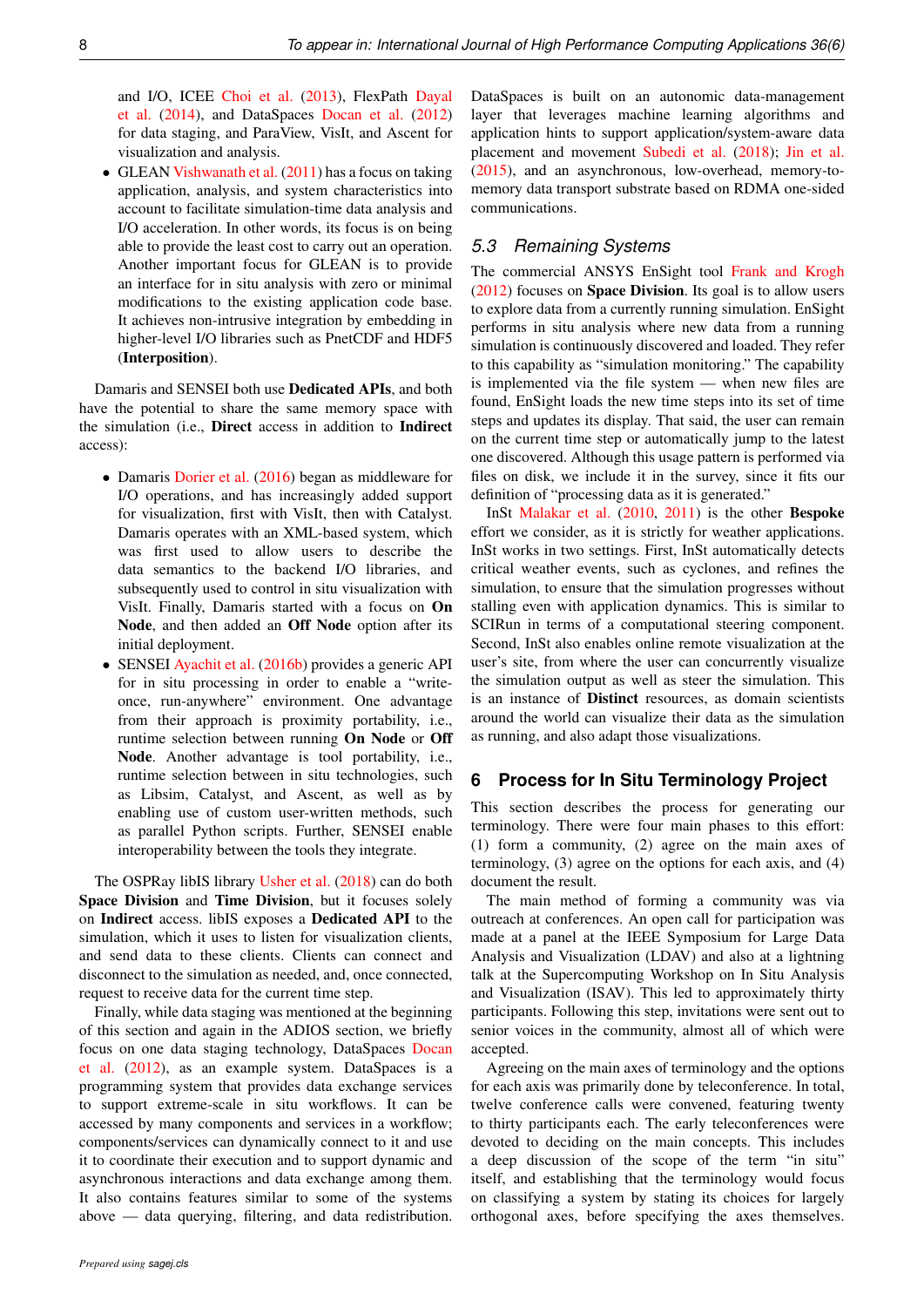and I/O, ICEE Choi et al. (2013), FlexPath Dayal et al. (2014), and DataSpaces Docan et al. (2012) for data staging, and ParaView, VisIt, and Ascent for visualization and analysis.

- GLEAN Vishwanath et al. (2011) has a focus on taking application, analysis, and system characteristics into account to facilitate simulation-time data analysis and I/O acceleration. In other words, its focus is on being able to provide the least cost to carry out an operation. Another important focus for GLEAN is to provide an interface for in situ analysis with zero or minimal modifications to the existing application code base. It achieves non-intrusive integration by embedding in higher-level I/O libraries such as PnetCDF and HDF5 (**Interposition**).

Damaris and SENSEI both use **Dedicated APIs**, and both have the potential to share the same memory space with the simulation (i.e., **Direct** access in addition to **Indirect** access):

- Damaris Dorier et al. (2016) began as middleware for I/O operations, and has increasingly added support for visualization, first with VisIt, then with Catalyst. Damaris operates with an XML-based system, which was first used to allow users to describe the data semantics to the backend I/O libraries, and subsequently used to control in situ visualization with VisIt. Finally, Damaris started with a focus on **On Node**, and then added an **Off Node** option after its initial deployment.
- SENSEI Ayachit et al. (2016b) provides a generic API for in situ processing in order to enable a "write-once, run-anywhere" environment. One advantage from their approach is proximity portability, i.e., runtime selection between running **On Node** or **Off Node**. Another advantage is tool portability, i.e., runtime selection between in situ technologies, such as Libsim, Catalyst, and Ascent, as well as by enabling use of custom user-written methods, such as parallel Python scripts. Further, SENSEI enable interoperability between the tools they integrate.

The OSPRay libIS library Usher et al. (2018) can do both **Space Division** and **Time Division**, but it focuses solely on **Indirect** access. libIS exposes a **Dedicated API** to the simulation, which it uses to listen for visualization clients, and send data to these clients. Clients can connect and disconnect to the simulation as needed, and, once connected, request to receive data for the current time step.

Finally, while data staging was mentioned at the beginning of this section and again in the ADIOS section, we briefly focus on one data staging technology, DataSpaces Docan et al. (2012), as an example system. DataSpaces is a programming system that provides data exchange services to support extreme-scale in situ workflows. It can be accessed by many components and services in a workflow; components/services can dynamically connect to it and use it to coordinate their execution and to support dynamic and asynchronous interactions and data exchange among them. It also contains features similar to some of the systems above — data querying, filtering, and data redistribution. DataSpaces is built on an autonomic data-management layer that leverages machine learning algorithms and application hints to support application/system-aware data placement and movement Subedi et al. (2018); Jin et al. (2015), and an asynchronous, low-overhead, memory-to-memory data transport substrate based on RDMA one-sided communications.

### 5.3 Remaining Systems

The commercial ANSYS EnSight tool Frank and Krogh (2012) focuses on **Space Division**. Its goal is to allow users to explore data from a currently running simulation. EnSight performs in situ analysis where new data from a running simulation is continuously discovered and loaded. They refer to this capability as "simulation monitoring." The capability is implemented via the file system — when new files are found, EnSight loads the new time steps into its set of time steps and updates its display. That said, the user can remain on the current time step or automatically jump to the latest one discovered. Although this usage pattern is performed via files on disk, we include it in the survey, since it fits our definition of "processing data as it is generated."

InSt Malakar et al. (2010, 2011) is the other **Bespoke** effort we consider, as it is strictly for weather applications. InSt works in two settings. First, InSt automatically detects critical weather events, such as cyclones, and refines the simulation, to ensure that the simulation progresses without stalling even with application dynamics. This is similar to SCIRun in terms of a computational steering component. Second, InSt also enables online remote visualization at the user's site, from where the user can concurrently visualize the simulation output as well as steer the simulation. This is an instance of **Distinct** resources, as domain scientists around the world can visualize their data as the simulation as running, and also adapt those visualizations.

## 6 Process for In Situ Terminology Project

This section describes the process for generating our terminology. There were four main phases to this effort: (1) form a community, (2) agree on the main axes of terminology, (3) agree on the options for each axis, and (4) document the result.

The main method of forming a community was via outreach at conferences. An open call for participation was made at a panel at the IEEE Symposium for Large Data Analysis and Visualization (LDAV) and also at a lightning talk at the Supercomputing Workshop on In Situ Analysis and Visualization (ISAV). This led to approximately thirty participants. Following this step, invitations were sent out to senior voices in the community, almost all of which were accepted.

Agreeing on the main axes of terminology and the options for each axis was primarily done by teleconference. In total, twelve conference calls were convened, featuring twenty to thirty participants each. The early teleconferences were devoted to deciding on the main concepts. This includes a deep discussion of the scope of the term "in situ" itself, and establishing that the terminology would focus on classifying a system by stating its choices for largely orthogonal axes, before specifying the axes themselves.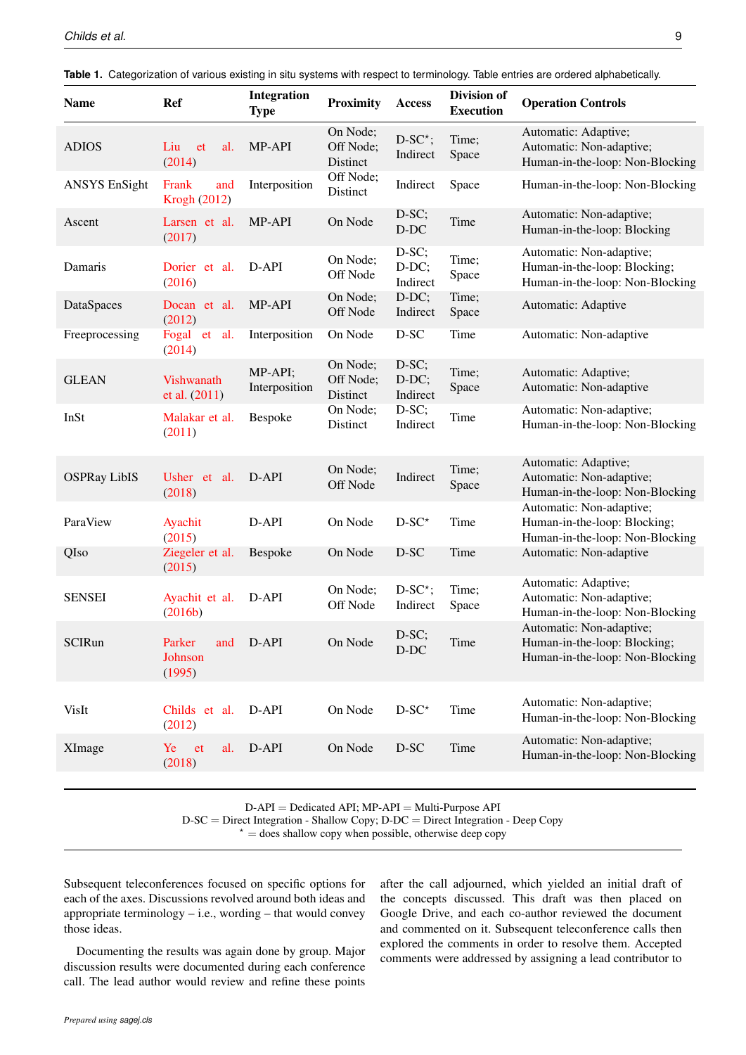**Table 1.** Categorization of various existing in situ systems with respect to terminology. Table entries are ordered alphabetically.

| Name | Ref | Integration Type | Proximity | Access | Division of Execution | Operation Controls |
|---|---|---|---|---|---|---|
| ADIOS | Liu et al. (2014) | MP-API | On Node; Off Node; Distinct | D-SC*; Indirect | Time; Space | Automatic: Adaptive; Automatic: Non-adaptive; Human-in-the-loop: Non-Blocking |
| ANSYS EnSight | Frank and Krogh (2012) | Interposition | Off Node; Distinct | Indirect | Space | Human-in-the-loop: Non-Blocking |
| Ascent | Larsen et al. (2017) | MP-API | On Node | D-SC; D-DC | Time | Automatic: Non-adaptive; Human-in-the-loop: Blocking |
| Damaris | Dorier et al. (2016) | D-API | On Node; Off Node | D-SC; D-DC; Indirect | Time; Space | Automatic: Non-adaptive; Human-in-the-loop: Blocking; Human-in-the-loop: Non-Blocking |
| DataSpaces | Docan et al. (2012) | MP-API | On Node; Off Node | D-DC; Indirect | Time; Space | Automatic: Adaptive |
| Freeprocessing | Fogal et al. (2014) | Interposition | On Node | D-SC | Time | Automatic: Non-adaptive |
| GLEAN | Vishwanath et al. (2011) | MP-API; Interposition | On Node; Off Node; Distinct | D-SC; D-DC; Indirect | Time; Space | Automatic: Adaptive; Automatic: Non-adaptive |
| InSt | Malakar et al. (2011) | Bespoke | On Node; Distinct | D-SC; Indirect | Time | Automatic: Non-adaptive; Human-in-the-loop: Non-Blocking |
| OSPRay LibIS | Usher et al. (2018) | D-API | On Node; Off Node | Indirect | Time; Space | Automatic: Adaptive; Automatic: Non-adaptive; Human-in-the-loop: Non-Blocking |
| ParaView | Ayachit (2015) | D-API | On Node | D-SC* | Time | Automatic: Non-adaptive; Human-in-the-loop: Blocking; Human-in-the-loop: Non-Blocking |
| QIso | Ziegeler et al. (2015) | Bespoke | On Node | D-SC | Time | Automatic: Non-adaptive |
| SENSEI | Ayachit et al. (2016b) | D-API | On Node; Off Node | D-SC*; Indirect | Time; Space | Automatic: Adaptive; Automatic: Non-adaptive; Human-in-the-loop: Non-Blocking |
| SCIRun | Parker and Johnson (1995) | D-API | On Node | D-SC; D-DC | Time | Automatic: Non-adaptive; Human-in-the-loop: Blocking; Human-in-the-loop: Non-Blocking |
| VisIt | Childs et al. (2012) | D-API | On Node | D-SC* | Time | Automatic: Non-adaptive; Human-in-the-loop: Non-Blocking |
| XImage | Ye et al. (2018) | D-API | On Node | D-SC | Time | Automatic: Non-adaptive; Human-in-the-loop: Non-Blocking |

D-API = Dedicated API; MP-API = Multi-Purpose API
D-SC = Direct Integration - Shallow Copy; D-DC = Direct Integration - Deep Copy
* = does shallow copy when possible, otherwise deep copy

Subsequent teleconferences focused on specific options for each of the axes. Discussions revolved around both ideas and appropriate terminology – i.e., wording – that would convey those ideas.

Documenting the results was again done by group. Major discussion results were documented during each conference call. The lead author would review and refine these points after the call adjourned, which yielded an initial draft of the concepts discussed. This draft was then placed on Google Drive, and each co-author reviewed the document and commented on it. Subsequent teleconference calls then explored the comments in order to resolve them. Accepted comments were addressed by assigning a lead contributor to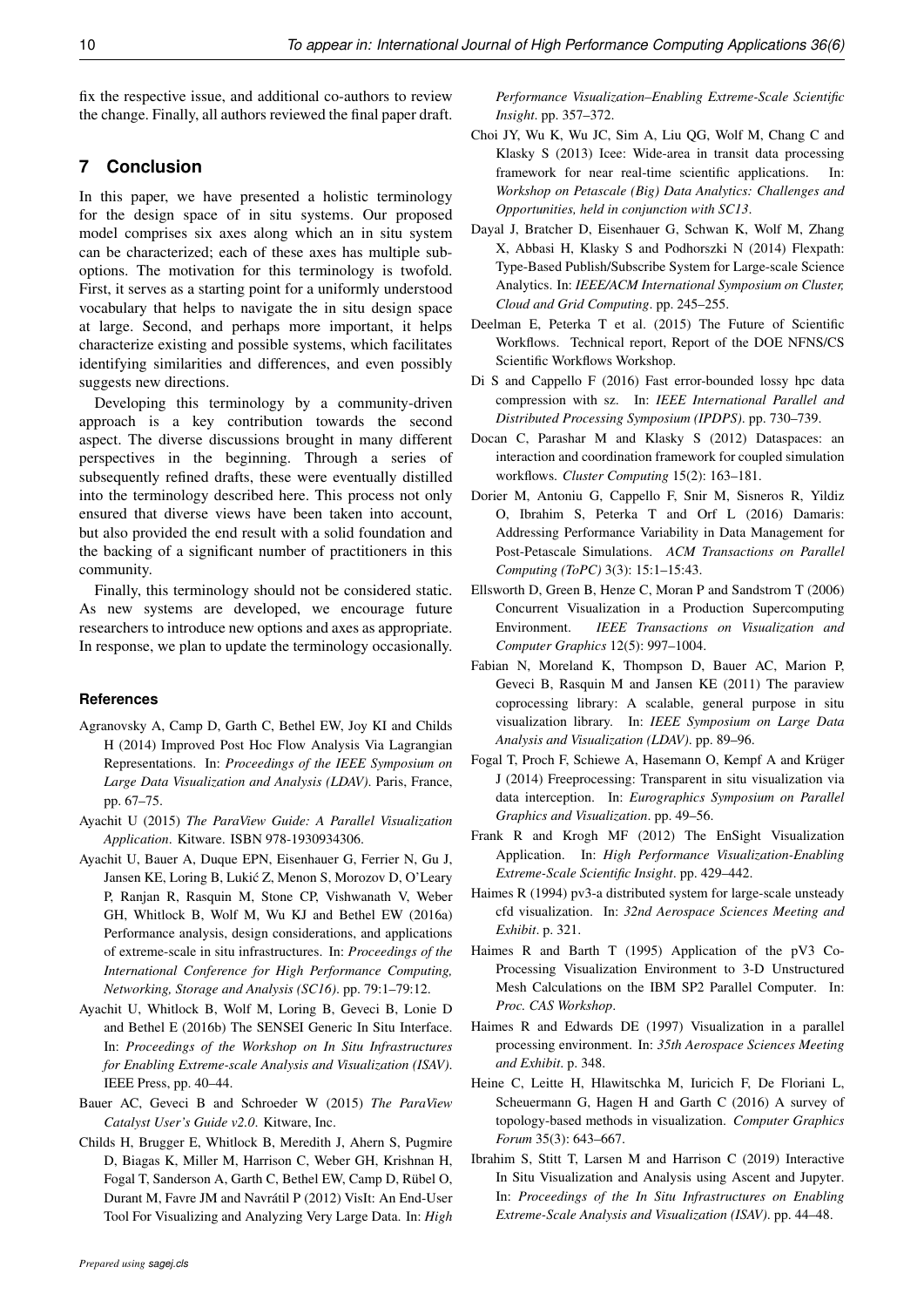fix the respective issue, and additional co-authors to review the change. Finally, all authors reviewed the final paper draft.

## 7 Conclusion

In this paper, we have presented a holistic terminology for the design space of in situ systems. Our proposed model comprises six axes along which an in situ system can be characterized; each of these axes has multiple sub-options. The motivation for this terminology is twofold. First, it serves as a starting point for a uniformly understood vocabulary that helps to navigate the in situ design space at large. Second, and perhaps more important, it helps characterize existing and possible systems, which facilitates identifying similarities and differences, and even possibly suggests new directions.

Developing this terminology by a community-driven approach is a key contribution towards the second aspect. The diverse discussions brought in many different perspectives in the beginning. Through a series of subsequently refined drafts, these were eventually distilled into the terminology described here. This process not only ensured that diverse views have been taken into account, but also provided the end result with a solid foundation and the backing of a significant number of practitioners in this community.

Finally, this terminology should not be considered static. As new systems are developed, we encourage future researchers to introduce new options and axes as appropriate. In response, we plan to update the terminology occasionally.

### References

Agranovsky A, Camp D, Garth C, Bethel EW, Joy KI and Childs H (2014) Improved Post Hoc Flow Analysis Via Lagrangian Representations. In: *Proceedings of the IEEE Symposium on Large Data Visualization and Analysis (LDAV)*. Paris, France, pp. 67–75.

Ayachit U (2015) *The ParaView Guide: A Parallel Visualization Application*. Kitware. ISBN 978-1930934306.

Ayachit U, Bauer A, Duque EPN, Eisenhauer G, Ferrier N, Gu J, Jansen KE, Loring B, Lukić Z, Menon S, Morozov D, O'Leary P, Ranjan R, Rasquin M, Stone CP, Vishwanath V, Weber GH, Whitlock B, Wolf M, Wu KJ and Bethel EW (2016a) Performance analysis, design considerations, and applications of extreme-scale in situ infrastructures. In: *Proceedings of the International Conference for High Performance Computing, Networking, Storage and Analysis (SC16)*. pp. 79:1–79:12.

Ayachit U, Whitlock B, Wolf M, Loring B, Geveci B, Lonie D and Bethel E (2016b) The SENSEI Generic In Situ Interface. In: *Proceedings of the Workshop on In Situ Infrastructures for Enabling Extreme-scale Analysis and Visualization (ISAV)*. IEEE Press, pp. 40–44.

Bauer AC, Geveci B and Schroeder W (2015) *The ParaView Catalyst User's Guide v2.0*. Kitware, Inc.

Childs H, Brugger E, Whitlock B, Meredith J, Ahern S, Pugmire D, Biagas K, Miller M, Harrison C, Weber GH, Krishnan H, Fogal T, Sanderson A, Garth C, Bethel EW, Camp D, Rübel O, Durant M, Favre JM and Navrátil P (2012) VisIt: An End-User Tool For Visualizing and Analyzing Very Large Data. In: *High Performance Visualization–Enabling Extreme-Scale Scientific Insight*. pp. 357–372.

Choi JY, Wu K, Wu JC, Sim A, Liu QG, Wolf M, Chang C and Klasky S (2013) Icee: Wide-area in transit data processing framework for near real-time scientific applications. In: *Workshop on Petascale (Big) Data Analytics: Challenges and Opportunities, held in conjunction with SC13*.

Dayal J, Bratcher D, Eisenhauer G, Schwan K, Wolf M, Zhang X, Abbasi H, Klasky S and Podhorszki N (2014) Flexpath: Type-Based Publish/Subscribe System for Large-scale Science Analytics. In: *IEEE/ACM International Symposium on Cluster, Cloud and Grid Computing*. pp. 245–255.

Deelman E, Peterka T et al. (2015) The Future of Scientific Workflows. Technical report, Report of the DOE NFNS/CS Scientific Workflows Workshop.

Di S and Cappello F (2016) Fast error-bounded lossy hpc data compression with sz. In: *IEEE International Parallel and Distributed Processing Symposium (IPDPS)*. pp. 730–739.

Docan C, Parashar M and Klasky S (2012) Dataspaces: an interaction and coordination framework for coupled simulation workflows. *Cluster Computing* 15(2): 163–181.

Dorier M, Antoniu G, Cappello F, Snir M, Sisneros R, Yildiz O, Ibrahim S, Peterka T and Orf L (2016) Damaris: Addressing Performance Variability in Data Management for Post-Petascale Simulations. *ACM Transactions on Parallel Computing (ToPC)* 3(3): 15:1–15:43.

Ellsworth D, Green B, Henze C, Moran P and Sandstrom T (2006) Concurrent Visualization in a Production Supercomputing Environment. *IEEE Transactions on Visualization and Computer Graphics* 12(5): 997–1004.

Fabian N, Moreland K, Thompson D, Bauer AC, Marion P, Geveci B, Rasquin M and Jansen KE (2011) The paraview coprocessing library: A scalable, general purpose in situ visualization library. In: *IEEE Symposium on Large Data Analysis and Visualization (LDAV)*. pp. 89–96.

Fogal T, Proch F, Schiewe A, Hasemann O, Kempf A and Krüger J (2014) Freeprocessing: Transparent in situ visualization via data interception. In: *Eurographics Symposium on Parallel Graphics and Visualization*. pp. 49–56.

Frank R and Krogh MF (2012) The EnSight Visualization Application. In: *High Performance Visualization-Enabling Extreme-Scale Scientific Insight*. pp. 429–442.

Haimes R (1994) pv3-a distributed system for large-scale unsteady cfd visualization. In: *32nd Aerospace Sciences Meeting and Exhibit*. p. 321.

Haimes R and Barth T (1995) Application of the pV3 Co-Processing Visualization Environment to 3-D Unstructured Mesh Calculations on the IBM SP2 Parallel Computer. In: *Proc. CAS Workshop*.

Haimes R and Edwards DE (1997) Visualization in a parallel processing environment. In: *35th Aerospace Sciences Meeting and Exhibit*. p. 348.

Heine C, Leitte H, Hlawitschka M, Iuricich F, De Floriani L, Scheuermann G, Hagen H and Garth C (2016) A survey of topology-based methods in visualization. *Computer Graphics Forum* 35(3): 643–667.

Ibrahim S, Stitt T, Larsen M and Harrison C (2019) Interactive In Situ Visualization and Analysis using Ascent and Jupyter. In: *Proceedings of the In Situ Infrastructures on Enabling Extreme-Scale Analysis and Visualization (ISAV)*. pp. 44–48.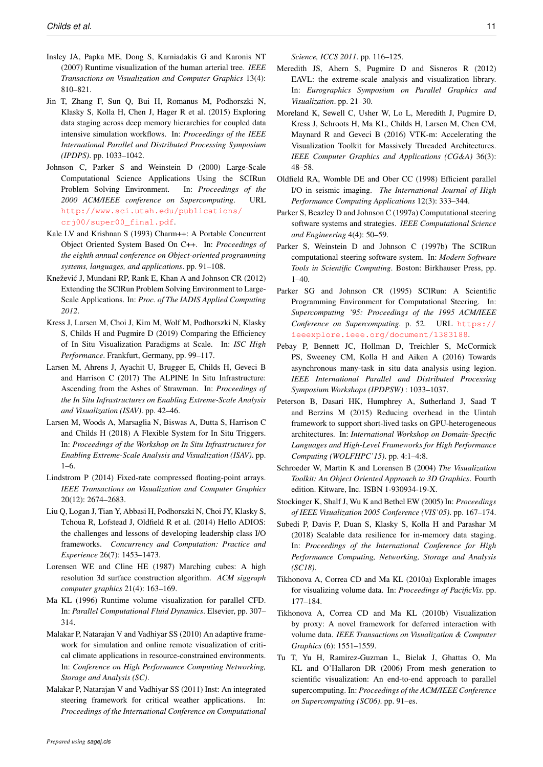Insley JA, Papka ME, Dong S, Karniadakis G and Karonis NT (2007) Runtime visualization of the human arterial tree. *IEEE Transactions on Visualization and Computer Graphics* 13(4): 810–821.

Jin T, Zhang F, Sun Q, Bui H, Romanus M, Podhorszki N, Klasky S, Kolla H, Chen J, Hager R et al. (2015) Exploring data staging across deep memory hierarchies for coupled data intensive simulation workflows. In: *Proceedings of the IEEE International Parallel and Distributed Processing Symposium (IPDPS)*. pp. 1033–1042.

Johnson C, Parker S and Weinstein D (2000) Large-Scale Computational Science Applications Using the SCIRun Problem Solving Environment. In: *Proceedings of the 2000 ACM/IEEE conference on Supercomputing*. URL http://www.sci.utah.edu/publications/crj00/super00_final.pdf.

Kale LV and Krishnan S (1993) Charm++: A Portable Concurrent Object Oriented System Based On C++. In: *Proceedings of the eighth annual conference on Object-oriented programming systems, languages, and applications*. pp. 91–108.

Knežević J, Mundani RP, Rank E, Khan A and Johnson CR (2012) Extending the SCIRun Problem Solving Environment to Large-Scale Applications. In: *Proc. of The IADIS Applied Computing 2012*.

Kress J, Larsen M, Choi J, Kim M, Wolf M, Podhorszki N, Klasky S, Childs H and Pugmire D (2019) Comparing the Efficiency of In Situ Visualization Paradigms at Scale. In: *ISC High Performance*. Frankfurt, Germany, pp. 99–117.

Larsen M, Ahrens J, Ayachit U, Brugger E, Childs H, Geveci B and Harrison C (2017) The ALPINE In Situ Infrastructure: Ascending from the Ashes of Strawman. In: *Proceedings of the In Situ Infrastructures on Enabling Extreme-Scale Analysis and Visualization (ISAV)*. pp. 42–46.

Larsen M, Woods A, Marsaglia N, Biswas A, Dutta S, Harrison C and Childs H (2018) A Flexible System for In Situ Triggers. In: *Proceedings of the Workshop on In Situ Infrastructures for Enabling Extreme-Scale Analysis and Visualization (ISAV)*. pp. 1–6.

Lindstrom P (2014) Fixed-rate compressed floating-point arrays. *IEEE Transactions on Visualization and Computer Graphics* 20(12): 2674–2683.

Liu Q, Logan J, Tian Y, Abbasi H, Podhorszki N, Choi JY, Klasky S, Tchoua R, Lofstead J, Oldfield R et al. (2014) Hello ADIOS: the challenges and lessons of developing leadership class I/O frameworks. *Concurrency and Computation: Practice and Experience* 26(7): 1453–1473.

Lorensen WE and Cline HE (1987) Marching cubes: A high resolution 3d surface construction algorithm. *ACM siggraph computer graphics* 21(4): 163–169.

Ma KL (1996) Runtime volume visualization for parallel CFD. In: *Parallel Computational Fluid Dynamics*. Elsevier, pp. 307–314.

Malakar P, Natarajan V and Vadhiyar SS (2010) An adaptive framework for simulation and online remote visualization of critical climate applications in resource-constrained environments. In: *Conference on High Performance Computing Networking, Storage and Analysis (SC)*.

Malakar P, Natarajan V and Vadhiyar SS (2011) Inst: An integrated steering framework for critical weather applications. In: *Proceedings of the International Conference on Computational Science, ICCS 2011*. pp. 116–125.

Meredith JS, Ahern S, Pugmire D and Sisneros R (2012) EAVL: the extreme-scale analysis and visualization library. In: *Eurographics Symposium on Parallel Graphics and Visualization*. pp. 21–30.

Moreland K, Sewell C, Usher W, Lo L, Meredith J, Pugmire D, Kress J, Schroots H, Ma KL, Childs H, Larsen M, Chen CM, Maynard R and Geveci B (2016) VTK-m: Accelerating the Visualization Toolkit for Massively Threaded Architectures. *IEEE Computer Graphics and Applications (CG&A)* 36(3): 48–58.

Oldfield RA, Womble DE and Ober CC (1998) Efficient parallel I/O in seismic imaging. *The International Journal of High Performance Computing Applications* 12(3): 333–344.

Parker S, Beazley D and Johnson C (1997a) Computational steering software systems and strategies. *IEEE Computational Science and Engineering* 4(4): 50–59.

Parker S, Weinstein D and Johnson C (1997b) The SCIRun computational steering software system. In: *Modern Software Tools in Scientific Computing*. Boston: Birkhauser Press, pp. 1–40.

Parker SG and Johnson CR (1995) SCIRun: A Scientific Programming Environment for Computational Steering. In: *Supercomputing '95: Proceedings of the 1995 ACM/IEEE Conference on Supercomputing*. p. 52. URL https://ieeexplore.ieee.org/document/1383188.

Pebay P, Bennett JC, Hollman D, Treichler S, McCormick PS, Sweeney CM, Kolla H and Aiken A (2016) Towards asynchronous many-task in situ data analysis using legion. *IEEE International Parallel and Distributed Processing Symposium Workshops (IPDPSW)* : 1033–1037.

Peterson B, Dasari HK, Humphrey A, Sutherland J, Saad T and Berzins M (2015) Reducing overhead in the Uintah framework to support short-lived tasks on GPU-heterogeneous architectures. In: *International Workshop on Domain-Specific Languages and High-Level Frameworks for High Performance Computing (WOLFHPC'15)*. pp. 4:1–4:8.

Schroeder W, Martin K and Lorensen B (2004) *The Visualization Toolkit: An Object Oriented Approach to 3D Graphics*. Fourth edition. Kitware, Inc. ISBN 1-930934-19-X.

Stockinger K, Shalf J, Wu K and Bethel EW (2005) In: *Proceedings of IEEE Visualization 2005 Conference (VIS'05)*. pp. 167–174.

Subedi P, Davis P, Duan S, Klasky S, Kolla H and Parashar M (2018) Scalable data resilience for in-memory data staging. In: *Proceedings of the International Conference for High Performance Computing, Networking, Storage and Analysis (SC18)*.

Tikhonova A, Correa CD and Ma KL (2010a) Explorable images for visualizing volume data. In: *Proceedings of PacificVis*. pp. 177–184.

Tikhonova A, Correa CD and Ma KL (2010b) Visualization by proxy: A novel framework for deferred interaction with volume data. *IEEE Transactions on Visualization & Computer Graphics* (6): 1551–1559.

Tu T, Yu H, Ramirez-Guzman L, Bielak J, Ghattas O, Ma KL and O'Hallaron DR (2006) From mesh generation to scientific visualization: An end-to-end approach to parallel supercomputing. In: *Proceedings of the ACM/IEEE Conference on Supercomputing (SC06)*. pp. 91–es.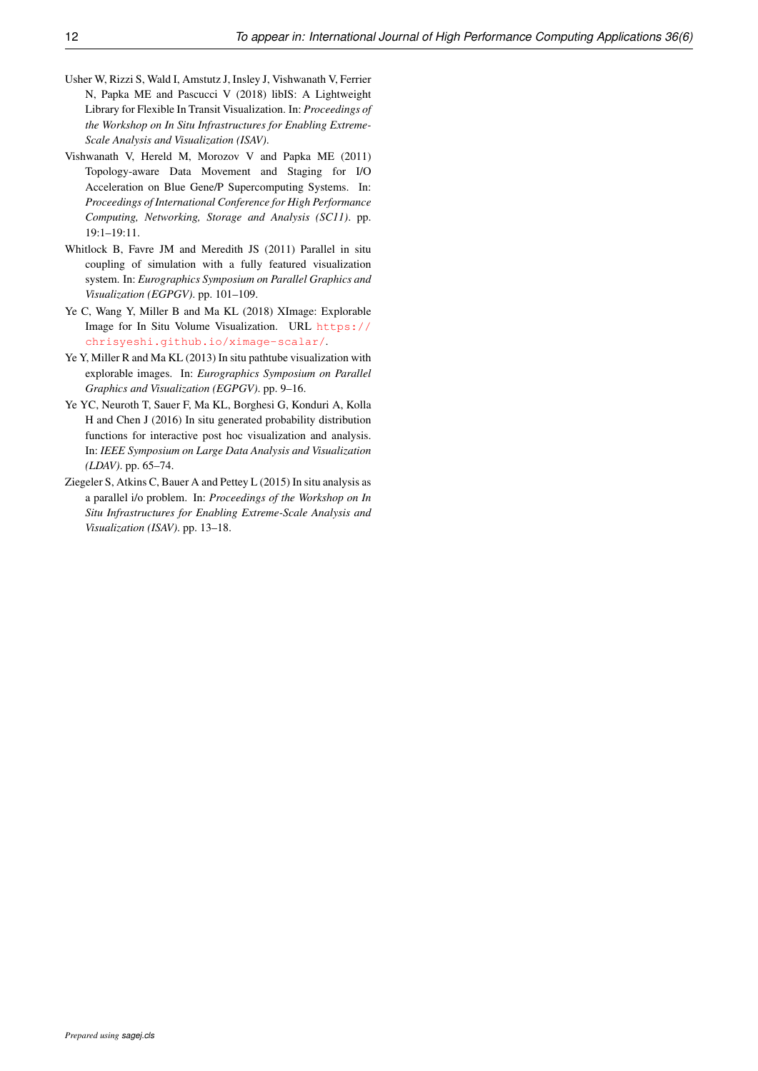Usher W, Rizzi S, Wald I, Amstutz J, Insley J, Vishwanath V, Ferrier N, Papka ME and Pascucci V (2018) libIS: A Lightweight Library for Flexible In Transit Visualization. In: *Proceedings of the Workshop on In Situ Infrastructures for Enabling Extreme-Scale Analysis and Visualization (ISAV)*.

Vishwanath V, Hereld M, Morozov V and Papka ME (2011) Topology-aware Data Movement and Staging for I/O Acceleration on Blue Gene/P Supercomputing Systems. In: *Proceedings of International Conference for High Performance Computing, Networking, Storage and Analysis (SC11)*. pp. 19:1–19:11.

Whitlock B, Favre JM and Meredith JS (2011) Parallel in situ coupling of simulation with a fully featured visualization system. In: *Eurographics Symposium on Parallel Graphics and Visualization (EGPGV)*. pp. 101–109.

Ye C, Wang Y, Miller B and Ma KL (2018) XImage: Explorable Image for In Situ Volume Visualization. URL https://chrisyeshi.github.io/ximage-scalar/.

Ye Y, Miller R and Ma KL (2013) In situ pathtube visualization with explorable images. In: *Eurographics Symposium on Parallel Graphics and Visualization (EGPGV)*. pp. 9–16.

Ye YC, Neuroth T, Sauer F, Ma KL, Borghesi G, Konduri A, Kolla H and Chen J (2016) In situ generated probability distribution functions for interactive post hoc visualization and analysis. In: *IEEE Symposium on Large Data Analysis and Visualization (LDAV)*. pp. 65–74.

Ziegeler S, Atkins C, Bauer A and Pettey L (2015) In situ analysis as a parallel i/o problem. In: *Proceedings of the Workshop on In Situ Infrastructures for Enabling Extreme-Scale Analysis and Visualization (ISAV)*. pp. 13–18.